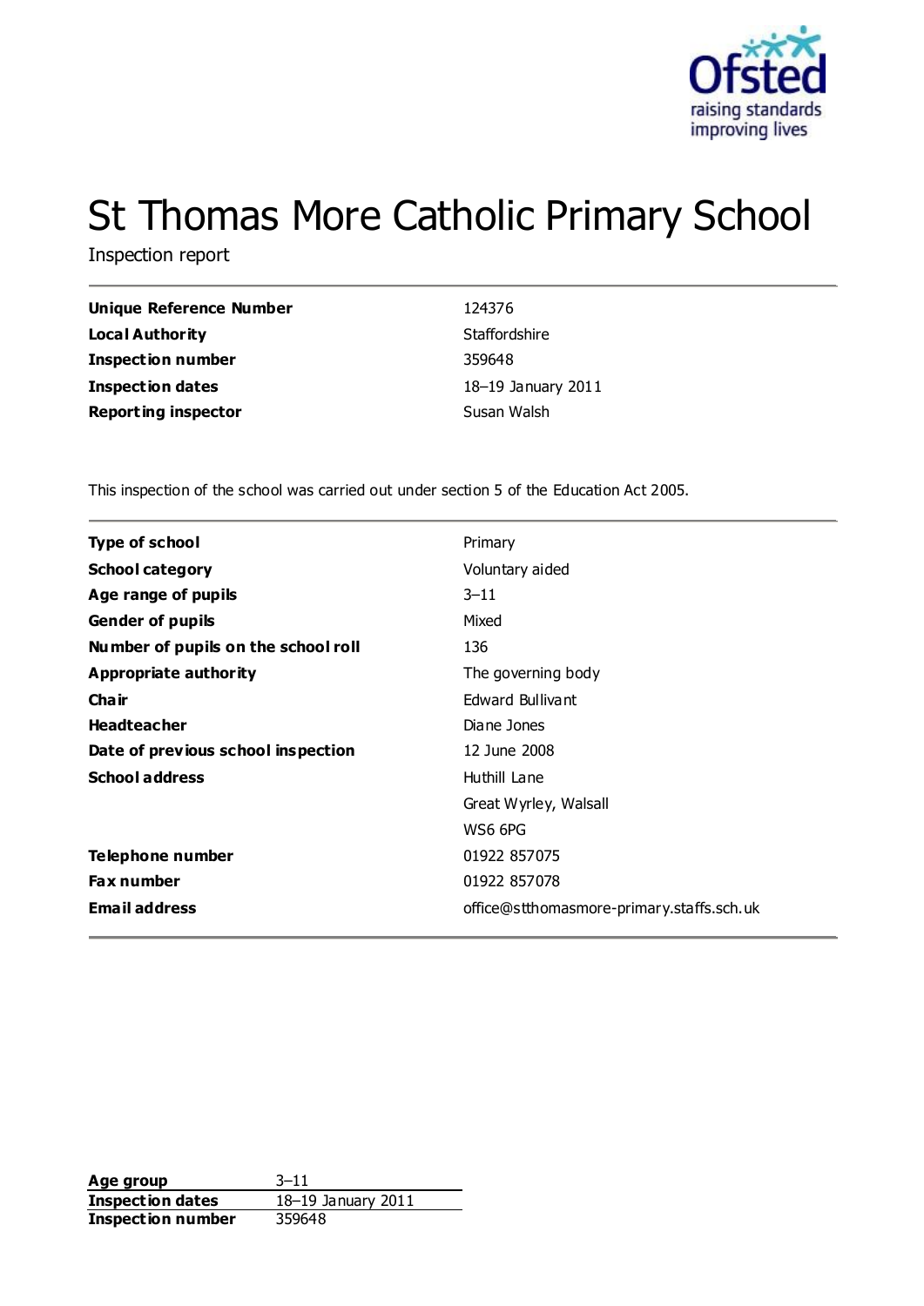# St Thomas More Catholic Primary School

Inspection report

| | |
|---|---|
| **Unique Reference Number** | 124376 |
| **Local Authority** | Staffordshire |
| **Inspection number** | 359648 |
| **Inspection dates** | 18–19 January 2011 |
| **Reporting inspector** | Susan Walsh |

This inspection of the school was carried out under section 5 of the Education Act 2005.

| | |
|---|---|
| **Type of school** | Primary |
| **School category** | Voluntary aided |
| **Age range of pupils** | 3–11 |
| **Gender of pupils** | Mixed |
| **Number of pupils on the school roll** | 136 |
| **Appropriate authority** | The governing body |
| **Chair** | Edward Bullivant |
| **Headteacher** | Diane Jones |
| **Date of previous school inspection** | 12 June 2008 |
| **School address** | Huthill Lane<br>Great Wyrley, Walsall<br>WS6 6PG |
| **Telephone number** | 01922 857075 |
| **Fax number** | 01922 857078 |
| **Email address** | office@stthomasmore-primary.staffs.sch.uk |

| | |
|---|---|
| **Age group** | 3–11 |
| **Inspection dates** | 18–19 January 2011 |
| **Inspection number** | 359648 |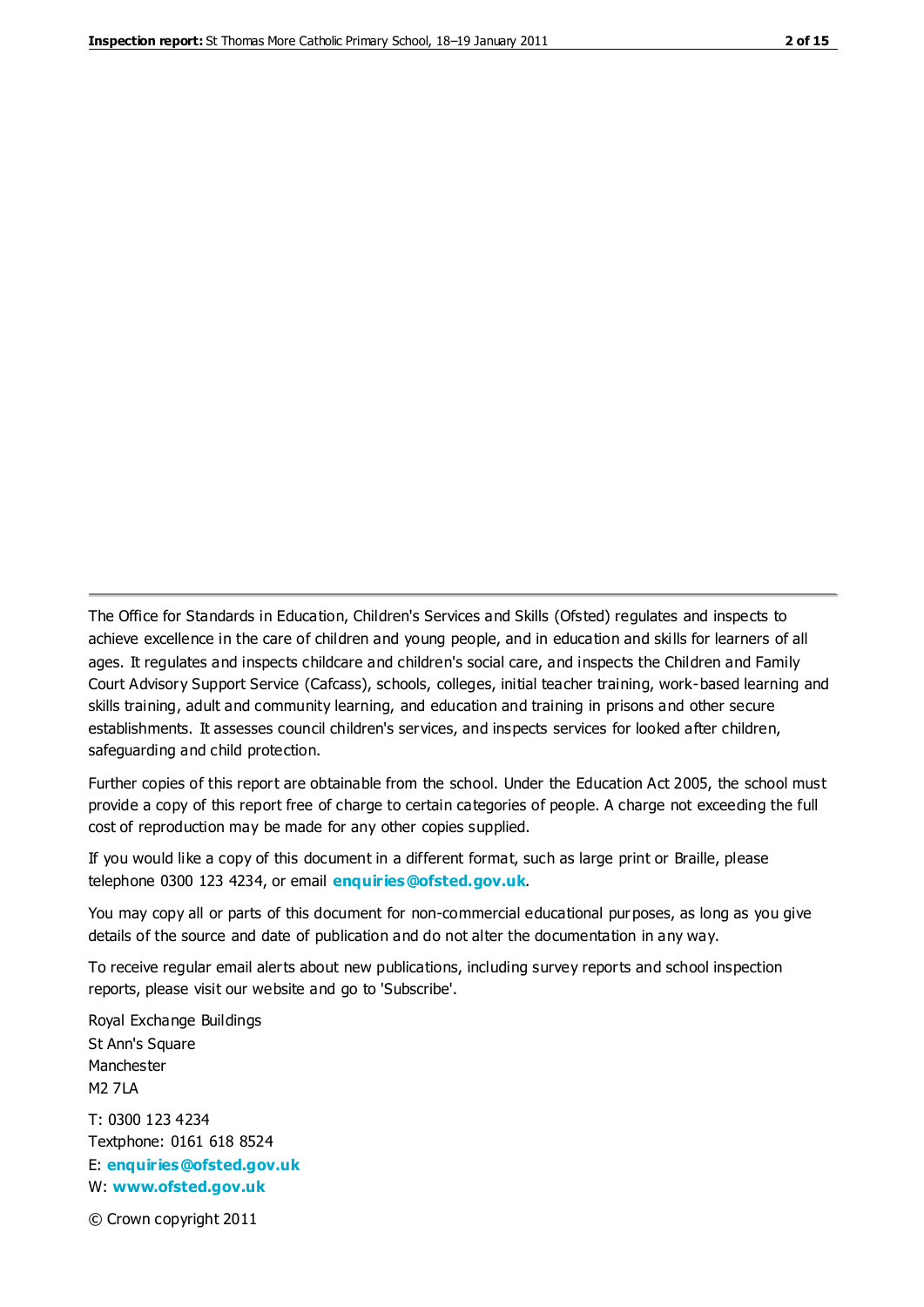The Office for Standards in Education, Children's Services and Skills (Ofsted) regulates and inspects to achieve excellence in the care of children and young people, and in education and skills for learners of all ages. It regulates and inspects childcare and children's social care, and inspects the Children and Family Court Advisory Support Service (Cafcass), schools, colleges, initial teacher training, work-based learning and skills training, adult and community learning, and education and training in prisons and other secure establishments. It assesses council children's services, and inspects services for looked after children, safeguarding and child protection.

Further copies of this report are obtainable from the school. Under the Education Act 2005, the school must provide a copy of this report free of charge to certain categories of people. A charge not exceeding the full cost of reproduction may be made for any other copies supplied.

If you would like a copy of this document in a different format, such as large print or Braille, please telephone 0300 123 4234, or email **enquiries@ofsted.gov.uk**.

You may copy all or parts of this document for non-commercial educational purposes, as long as you give details of the source and date of publication and do not alter the documentation in any way.

To receive regular email alerts about new publications, including survey reports and school inspection reports, please visit our website and go to 'Subscribe'.

Royal Exchange Buildings
St Ann's Square
Manchester
M2 7LA

T: 0300 123 4234
Textphone: 0161 618 8524
E: **enquiries@ofsted.gov.uk**
W: **www.ofsted.gov.uk**

© Crown copyright 2011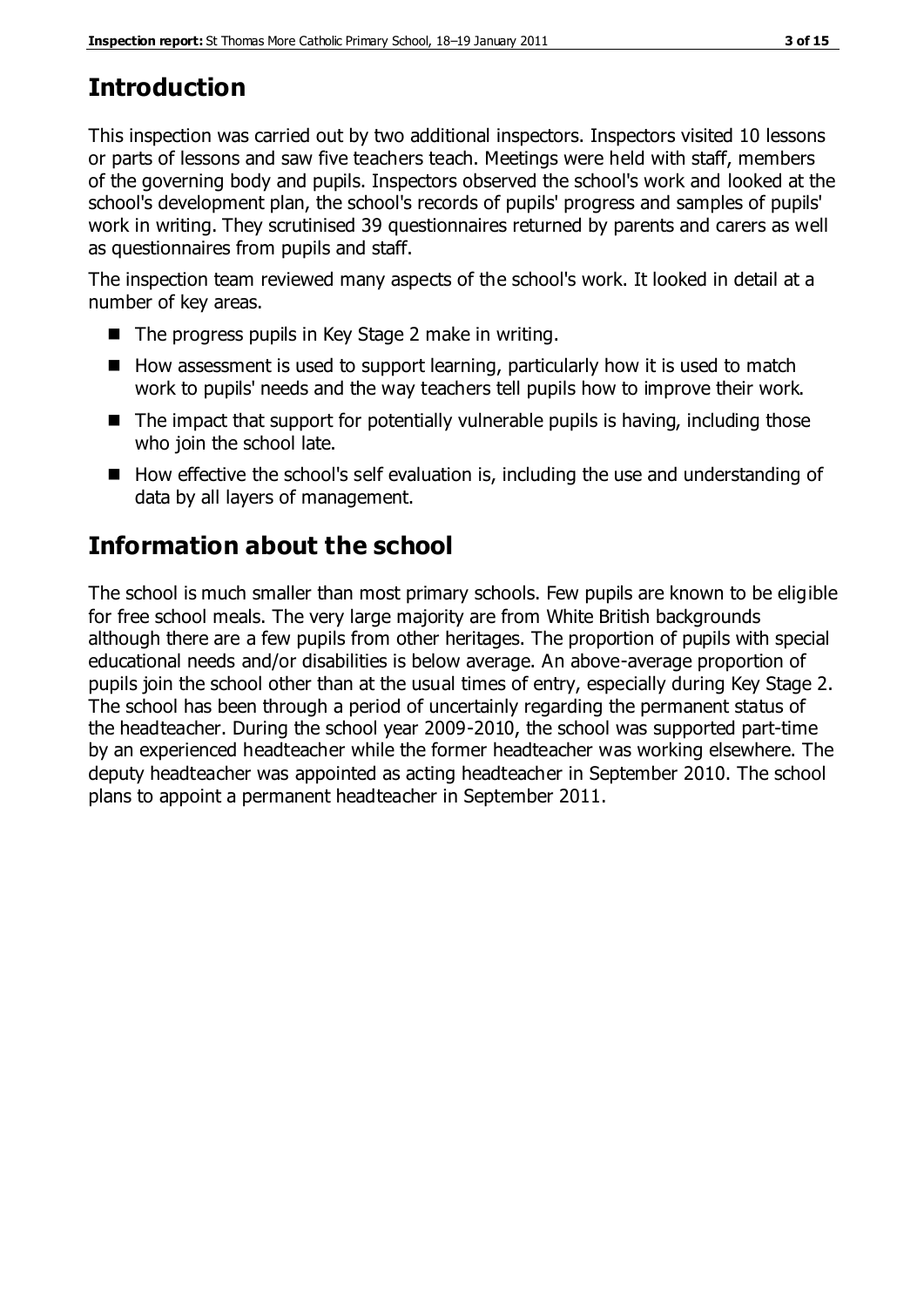# Introduction

This inspection was carried out by two additional inspectors. Inspectors visited 10 lessons or parts of lessons and saw five teachers teach. Meetings were held with staff, members of the governing body and pupils. Inspectors observed the school's work and looked at the school's development plan, the school's records of pupils' progress and samples of pupils' work in writing. They scrutinised 39 questionnaires returned by parents and carers as well as questionnaires from pupils and staff.

The inspection team reviewed many aspects of the school's work. It looked in detail at a number of key areas.

- The progress pupils in Key Stage 2 make in writing.
- How assessment is used to support learning, particularly how it is used to match work to pupils' needs and the way teachers tell pupils how to improve their work.
- The impact that support for potentially vulnerable pupils is having, including those who join the school late.
- How effective the school's self evaluation is, including the use and understanding of data by all layers of management.

# Information about the school

The school is much smaller than most primary schools. Few pupils are known to be eligible for free school meals. The very large majority are from White British backgrounds although there are a few pupils from other heritages. The proportion of pupils with special educational needs and/or disabilities is below average. An above-average proportion of pupils join the school other than at the usual times of entry, especially during Key Stage 2. The school has been through a period of uncertainly regarding the permanent status of the headteacher. During the school year 2009-2010, the school was supported part-time by an experienced headteacher while the former headteacher was working elsewhere. The deputy headteacher was appointed as acting headteacher in September 2010. The school plans to appoint a permanent headteacher in September 2011.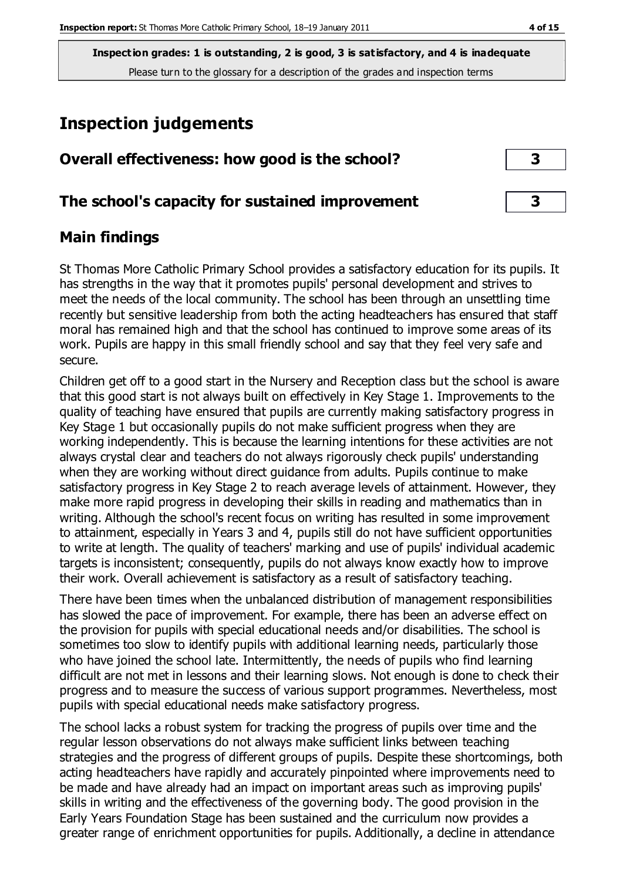**Inspection grades: 1 is outstanding, 2 is good, 3 is satisfactory, and 4 is inadequate**
Please turn to the glossary for a description of the grades and inspection terms

# Inspection judgements

| | |
|---|---|
| **Overall effectiveness: how good is the school?** | **3** |
| **The school's capacity for sustained improvement** | **3** |

## Main findings

St Thomas More Catholic Primary School provides a satisfactory education for its pupils. It has strengths in the way that it promotes pupils' personal development and strives to meet the needs of the local community. The school has been through an unsettling time recently but sensitive leadership from both the acting headteachers has ensured that staff moral has remained high and that the school has continued to improve some areas of its work. Pupils are happy in this small friendly school and say that they feel very safe and secure.

Children get off to a good start in the Nursery and Reception class but the school is aware that this good start is not always built on effectively in Key Stage 1. Improvements to the quality of teaching have ensured that pupils are currently making satisfactory progress in Key Stage 1 but occasionally pupils do not make sufficient progress when they are working independently. This is because the learning intentions for these activities are not always crystal clear and teachers do not always rigorously check pupils' understanding when they are working without direct guidance from adults. Pupils continue to make satisfactory progress in Key Stage 2 to reach average levels of attainment. However, they make more rapid progress in developing their skills in reading and mathematics than in writing. Although the school's recent focus on writing has resulted in some improvement to attainment, especially in Years 3 and 4, pupils still do not have sufficient opportunities to write at length. The quality of teachers' marking and use of pupils' individual academic targets is inconsistent; consequently, pupils do not always know exactly how to improve their work. Overall achievement is satisfactory as a result of satisfactory teaching.

There have been times when the unbalanced distribution of management responsibilities has slowed the pace of improvement. For example, there has been an adverse effect on the provision for pupils with special educational needs and/or disabilities. The school is sometimes too slow to identify pupils with additional learning needs, particularly those who have joined the school late. Intermittently, the needs of pupils who find learning difficult are not met in lessons and their learning slows. Not enough is done to check their progress and to measure the success of various support programmes. Nevertheless, most pupils with special educational needs make satisfactory progress.

The school lacks a robust system for tracking the progress of pupils over time and the regular lesson observations do not always make sufficient links between teaching strategies and the progress of different groups of pupils. Despite these shortcomings, both acting headteachers have rapidly and accurately pinpointed where improvements need to be made and have already had an impact on important areas such as improving pupils' skills in writing and the effectiveness of the governing body. The good provision in the Early Years Foundation Stage has been sustained and the curriculum now provides a greater range of enrichment opportunities for pupils. Additionally, a decline in attendance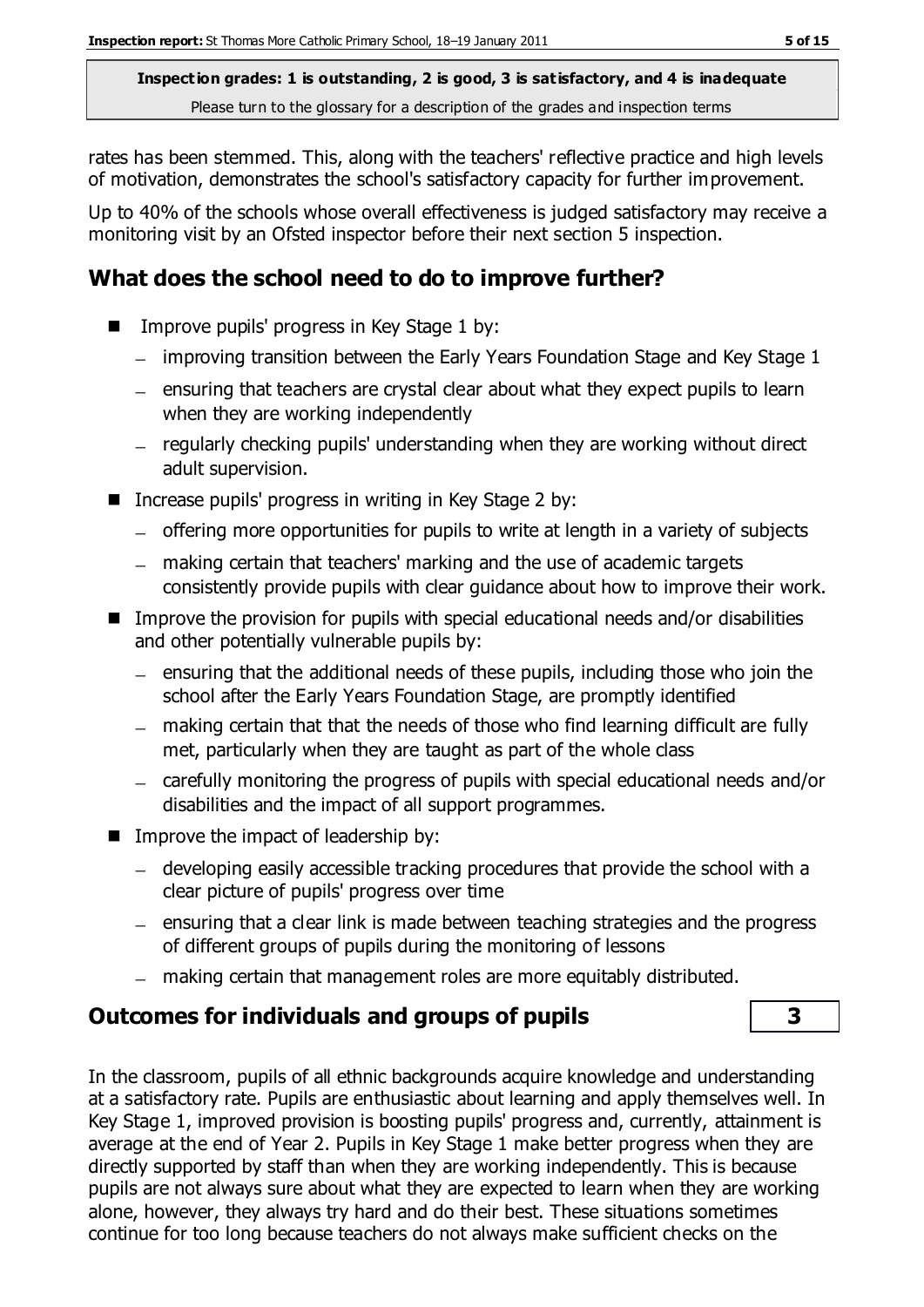rates has been stemmed. This, along with the teachers' reflective practice and high levels of motivation, demonstrates the school's satisfactory capacity for further improvement.

Up to 40% of the schools whose overall effectiveness is judged satisfactory may receive a monitoring visit by an Ofsted inspector before their next section 5 inspection.

## What does the school need to do to improve further?

- Improve pupils' progress in Key Stage 1 by:
  - improving transition between the Early Years Foundation Stage and Key Stage 1
  - ensuring that teachers are crystal clear about what they expect pupils to learn when they are working independently
  - regularly checking pupils' understanding when they are working without direct adult supervision.
- Increase pupils' progress in writing in Key Stage 2 by:
  - offering more opportunities for pupils to write at length in a variety of subjects
  - making certain that teachers' marking and the use of academic targets consistently provide pupils with clear guidance about how to improve their work.
- Improve the provision for pupils with special educational needs and/or disabilities and other potentially vulnerable pupils by:
  - ensuring that the additional needs of these pupils, including those who join the school after the Early Years Foundation Stage, are promptly identified
  - making certain that that the needs of those who find learning difficult are fully met, particularly when they are taught as part of the whole class
  - carefully monitoring the progress of pupils with special educational needs and/or disabilities and the impact of all support programmes.
- Improve the impact of leadership by:
  - developing easily accessible tracking procedures that provide the school with a clear picture of pupils' progress over time
  - ensuring that a clear link is made between teaching strategies and the progress of different groups of pupils during the monitoring of lessons
  - making certain that management roles are more equitably distributed.

## Outcomes for individuals and groups of pupils **3**

In the classroom, pupils of all ethnic backgrounds acquire knowledge and understanding at a satisfactory rate. Pupils are enthusiastic about learning and apply themselves well. In Key Stage 1, improved provision is boosting pupils' progress and, currently, attainment is average at the end of Year 2. Pupils in Key Stage 1 make better progress when they are directly supported by staff than when they are working independently. This is because pupils are not always sure about what they are expected to learn when they are working alone, however, they always try hard and do their best. These situations sometimes continue for too long because teachers do not always make sufficient checks on the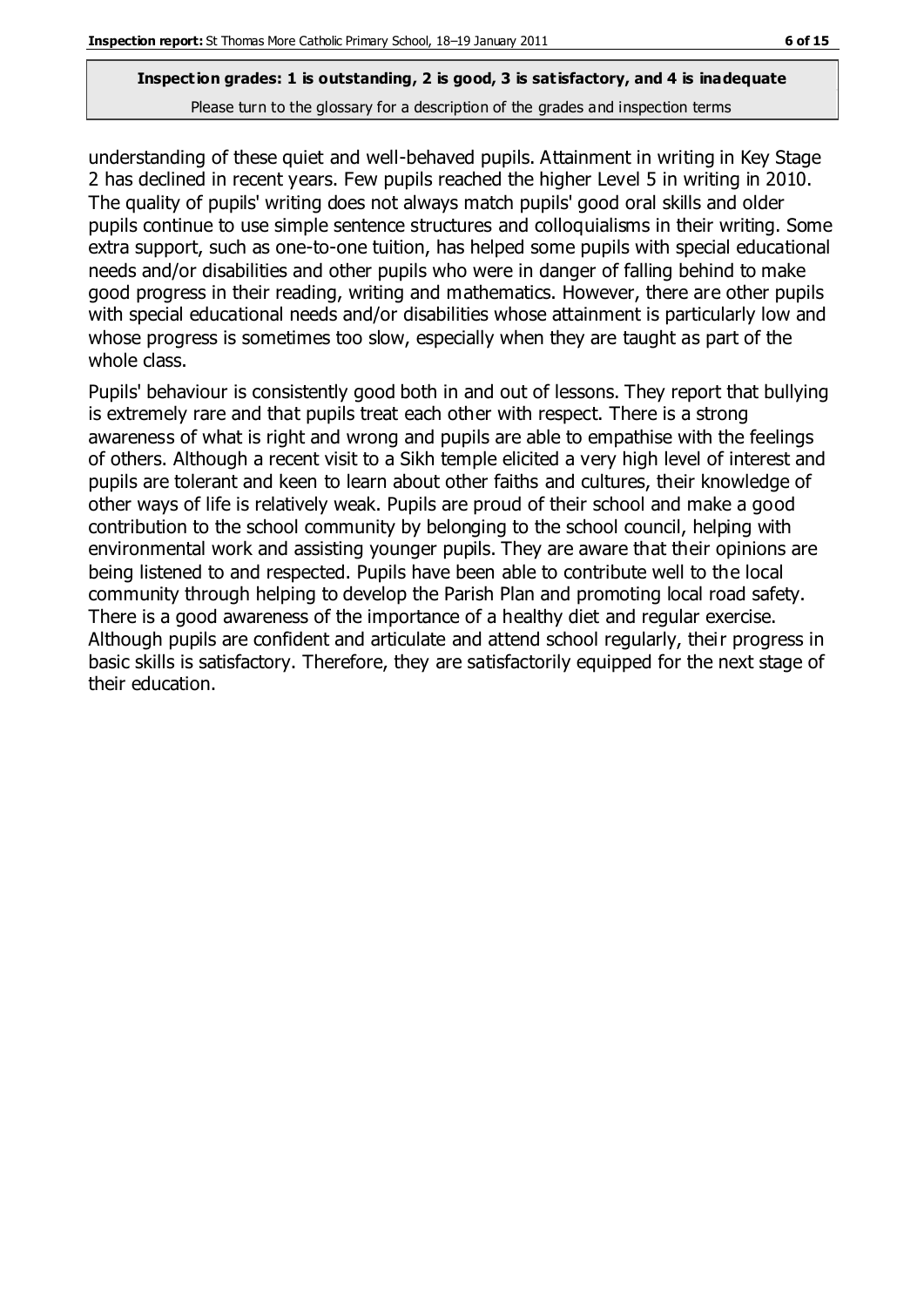understanding of these quiet and well-behaved pupils. Attainment in writing in Key Stage 2 has declined in recent years. Few pupils reached the higher Level 5 in writing in 2010. The quality of pupils' writing does not always match pupils' good oral skills and older pupils continue to use simple sentence structures and colloquialisms in their writing. Some extra support, such as one-to-one tuition, has helped some pupils with special educational needs and/or disabilities and other pupils who were in danger of falling behind to make good progress in their reading, writing and mathematics. However, there are other pupils with special educational needs and/or disabilities whose attainment is particularly low and whose progress is sometimes too slow, especially when they are taught as part of the whole class.

Pupils' behaviour is consistently good both in and out of lessons. They report that bullying is extremely rare and that pupils treat each other with respect. There is a strong awareness of what is right and wrong and pupils are able to empathise with the feelings of others. Although a recent visit to a Sikh temple elicited a very high level of interest and pupils are tolerant and keen to learn about other faiths and cultures, their knowledge of other ways of life is relatively weak. Pupils are proud of their school and make a good contribution to the school community by belonging to the school council, helping with environmental work and assisting younger pupils. They are aware that their opinions are being listened to and respected. Pupils have been able to contribute well to the local community through helping to develop the Parish Plan and promoting local road safety. There is a good awareness of the importance of a healthy diet and regular exercise. Although pupils are confident and articulate and attend school regularly, their progress in basic skills is satisfactory. Therefore, they are satisfactorily equipped for the next stage of their education.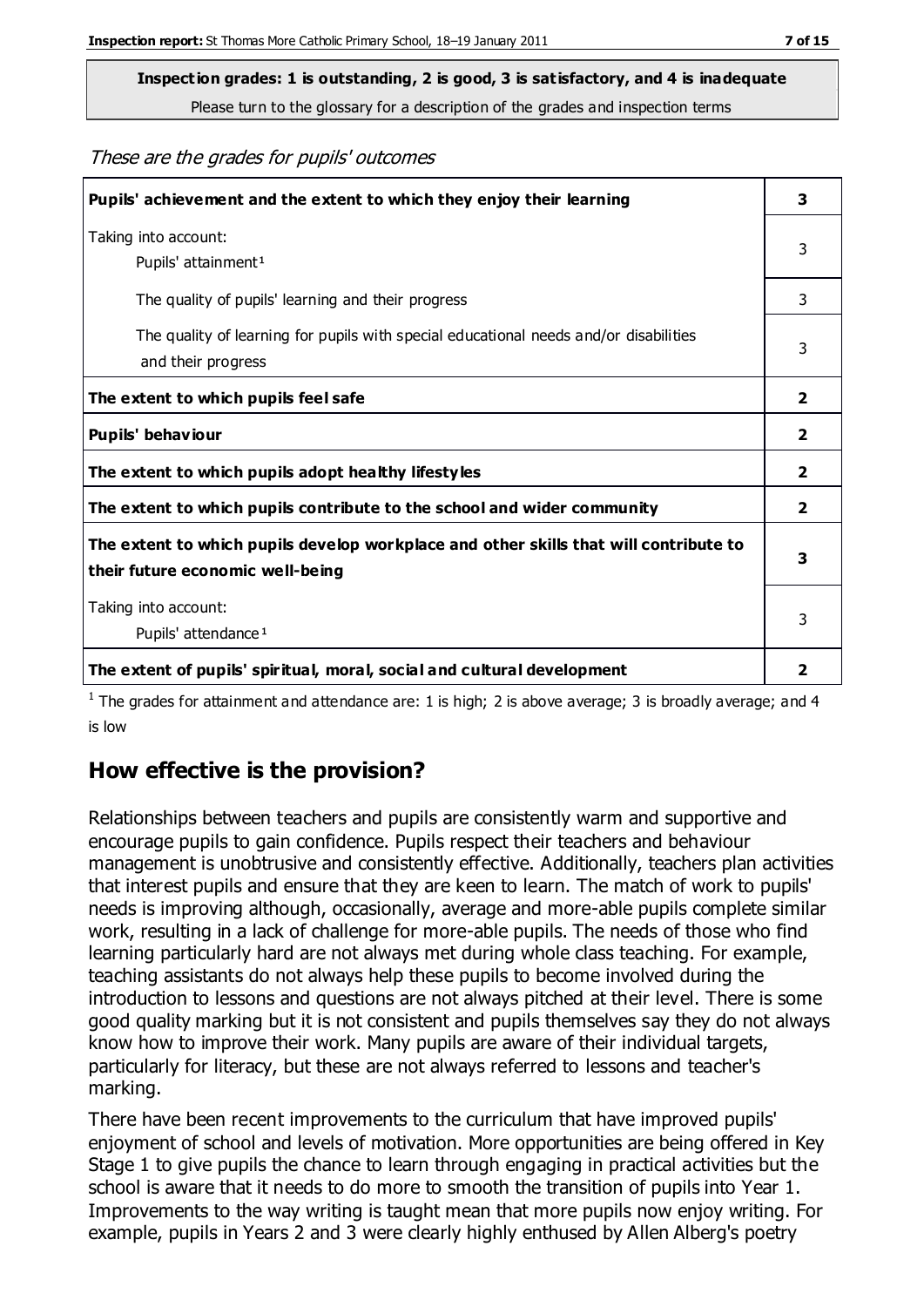**Inspection grades: 1 is outstanding, 2 is good, 3 is satisfactory, and 4 is inadequate**

Please turn to the glossary for a description of the grades and inspection terms

*These are the grades for pupils' outcomes*

| | |
|---|---|
| **Pupils' achievement and the extent to which they enjoy their learning** | **3** |
| Taking into account: Pupils' attainment[1] | 3 |
| The quality of pupils' learning and their progress | 3 |
| The quality of learning for pupils with special educational needs and/or disabilities and their progress | 3 |
| **The extent to which pupils feel safe** | **2** |
| **Pupils' behaviour** | **2** |
| **The extent to which pupils adopt healthy lifestyles** | **2** |
| **The extent to which pupils contribute to the school and wider community** | **2** |
| **The extent to which pupils develop workplace and other skills that will contribute to their future economic well-being** | **3** |
| Taking into account: Pupils' attendance[1] | 3 |
| **The extent of pupils' spiritual, moral, social and cultural development** | **2** |

[1] The grades for attainment and attendance are: 1 is high; 2 is above average; 3 is broadly average; and 4 is low

## How effective is the provision?

Relationships between teachers and pupils are consistently warm and supportive and encourage pupils to gain confidence. Pupils respect their teachers and behaviour management is unobtrusive and consistently effective. Additionally, teachers plan activities that interest pupils and ensure that they are keen to learn. The match of work to pupils' needs is improving although, occasionally, average and more-able pupils complete similar work, resulting in a lack of challenge for more-able pupils. The needs of those who find learning particularly hard are not always met during whole class teaching. For example, teaching assistants do not always help these pupils to become involved during the introduction to lessons and questions are not always pitched at their level. There is some good quality marking but it is not consistent and pupils themselves say they do not always know how to improve their work. Many pupils are aware of their individual targets, particularly for literacy, but these are not always referred to lessons and teacher's marking.

There have been recent improvements to the curriculum that have improved pupils' enjoyment of school and levels of motivation. More opportunities are being offered in Key Stage 1 to give pupils the chance to learn through engaging in practical activities but the school is aware that it needs to do more to smooth the transition of pupils into Year 1. Improvements to the way writing is taught mean that more pupils now enjoy writing. For example, pupils in Years 2 and 3 were clearly highly enthused by Allen Alberg's poetry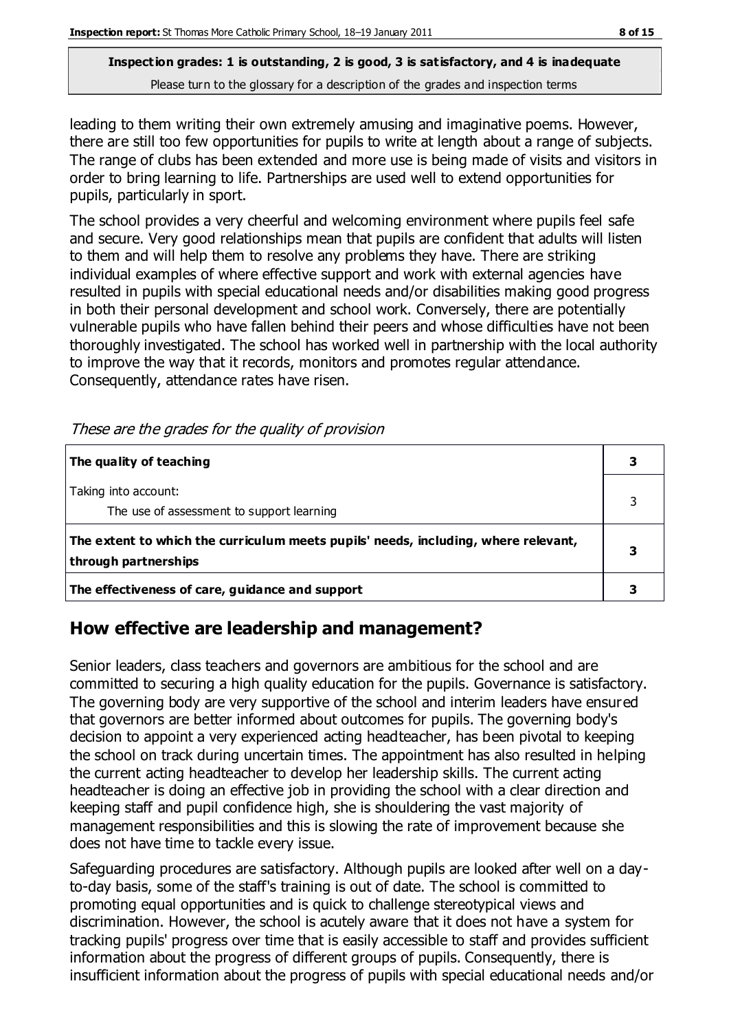**Inspection grades: 1 is outstanding, 2 is good, 3 is satisfactory, and 4 is inadequate**
Please turn to the glossary for a description of the grades and inspection terms

leading to them writing their own extremely amusing and imaginative poems. However, there are still too few opportunities for pupils to write at length about a range of subjects. The range of clubs has been extended and more use is being made of visits and visitors in order to bring learning to life. Partnerships are used well to extend opportunities for pupils, particularly in sport.

The school provides a very cheerful and welcoming environment where pupils feel safe and secure. Very good relationships mean that pupils are confident that adults will listen to them and will help them to resolve any problems they have. There are striking individual examples of where effective support and work with external agencies have resulted in pupils with special educational needs and/or disabilities making good progress in both their personal development and school work. Conversely, there are potentially vulnerable pupils who have fallen behind their peers and whose difficulties have not been thoroughly investigated. The school has worked well in partnership with the local authority to improve the way that it records, monitors and promotes regular attendance. Consequently, attendance rates have risen.

*These are the grades for the quality of provision*

| | |
|---|---|
| **The quality of teaching** | **3** |
| Taking into account:<br>The use of assessment to support learning | 3 |
| **The extent to which the curriculum meets pupils' needs, including, where relevant, through partnerships** | **3** |
| **The effectiveness of care, guidance and support** | **3** |

## How effective are leadership and management?

Senior leaders, class teachers and governors are ambitious for the school and are committed to securing a high quality education for the pupils. Governance is satisfactory. The governing body are very supportive of the school and interim leaders have ensured that governors are better informed about outcomes for pupils. The governing body's decision to appoint a very experienced acting headteacher, has been pivotal to keeping the school on track during uncertain times. The appointment has also resulted in helping the current acting headteacher to develop her leadership skills. The current acting headteacher is doing an effective job in providing the school with a clear direction and keeping staff and pupil confidence high, she is shouldering the vast majority of management responsibilities and this is slowing the rate of improvement because she does not have time to tackle every issue.

Safeguarding procedures are satisfactory. Although pupils are looked after well on a day-to-day basis, some of the staff's training is out of date. The school is committed to promoting equal opportunities and is quick to challenge stereotypical views and discrimination. However, the school is acutely aware that it does not have a system for tracking pupils' progress over time that is easily accessible to staff and provides sufficient information about the progress of different groups of pupils. Consequently, there is insufficient information about the progress of pupils with special educational needs and/or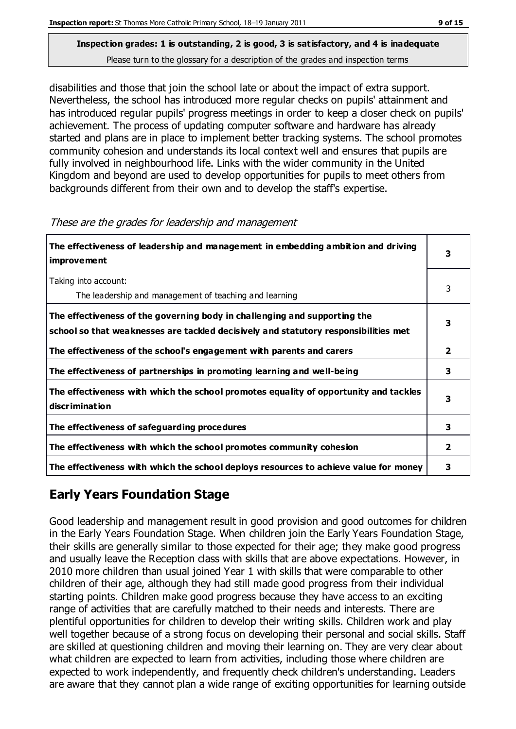disabilities and those that join the school late or about the impact of extra support. Nevertheless, the school has introduced more regular checks on pupils' attainment and has introduced regular pupils' progress meetings in order to keep a closer check on pupils' achievement. The process of updating computer software and hardware has already started and plans are in place to implement better tracking systems. The school promotes community cohesion and understands its local context well and ensures that pupils are fully involved in neighbourhood life. Links with the wider community in the United Kingdom and beyond are used to develop opportunities for pupils to meet others from backgrounds different from their own and to develop the staff's expertise.

*These are the grades for leadership and management*

| | |
|---|---|
| **The effectiveness of leadership and management in embedding ambition and driving improvement** | **3** |
| Taking into account:<br>The leadership and management of teaching and learning | 3 |
| **The effectiveness of the governing body in challenging and supporting the school so that weaknesses are tackled decisively and statutory responsibilities met** | **3** |
| **The effectiveness of the school's engagement with parents and carers** | **2** |
| **The effectiveness of partnerships in promoting learning and well-being** | **3** |
| **The effectiveness with which the school promotes equality of opportunity and tackles discrimination** | **3** |
| **The effectiveness of safeguarding procedures** | **3** |
| **The effectiveness with which the school promotes community cohesion** | **2** |
| **The effectiveness with which the school deploys resources to achieve value for money** | **3** |

## Early Years Foundation Stage

Good leadership and management result in good provision and good outcomes for children in the Early Years Foundation Stage. When children join the Early Years Foundation Stage, their skills are generally similar to those expected for their age; they make good progress and usually leave the Reception class with skills that are above expectations. However, in 2010 more children than usual joined Year 1 with skills that were comparable to other children of their age, although they had still made good progress from their individual starting points. Children make good progress because they have access to an exciting range of activities that are carefully matched to their needs and interests. There are plentiful opportunities for children to develop their writing skills. Children work and play well together because of a strong focus on developing their personal and social skills. Staff are skilled at questioning children and moving their learning on. They are very clear about what children are expected to learn from activities, including those where children are expected to work independently, and frequently check children's understanding. Leaders are aware that they cannot plan a wide range of exciting opportunities for learning outside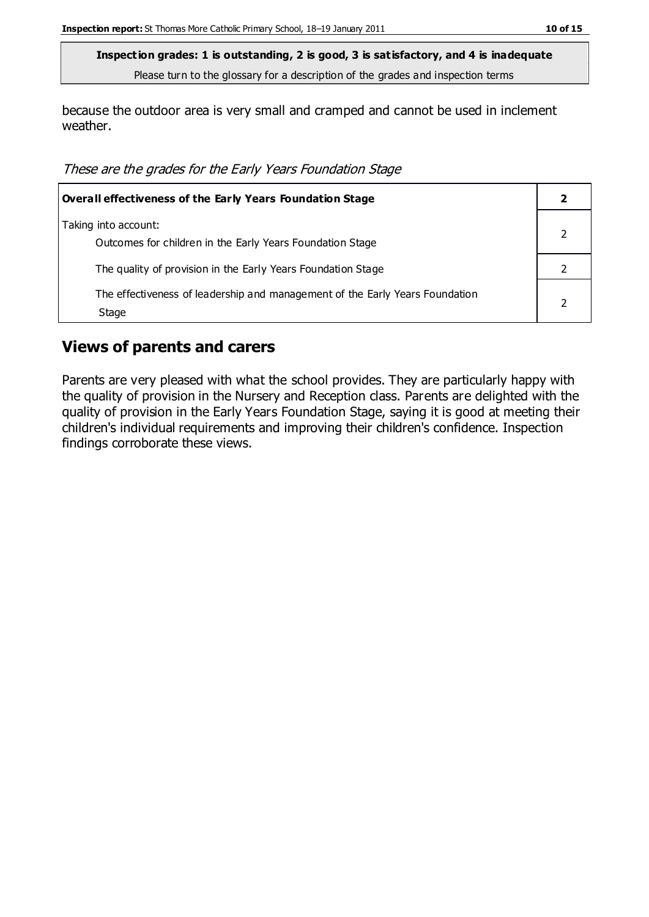**Inspection grades: 1 is outstanding, 2 is good, 3 is satisfactory, and 4 is inadequate**
Please turn to the glossary for a description of the grades and inspection terms

because the outdoor area is very small and cramped and cannot be used in inclement weather.

*These are the grades for the Early Years Foundation Stage*

| **Overall effectiveness of the Early Years Foundation Stage** | **2** |
|---|---|
| Taking into account:<br>Outcomes for children in the Early Years Foundation Stage | 2 |
| The quality of provision in the Early Years Foundation Stage | 2 |
| The effectiveness of leadership and management of the Early Years Foundation Stage | 2 |

## Views of parents and carers

Parents are very pleased with what the school provides. They are particularly happy with the quality of provision in the Nursery and Reception class. Parents are delighted with the quality of provision in the Early Years Foundation Stage, saying it is good at meeting their children's individual requirements and improving their children's confidence. Inspection findings corroborate these views.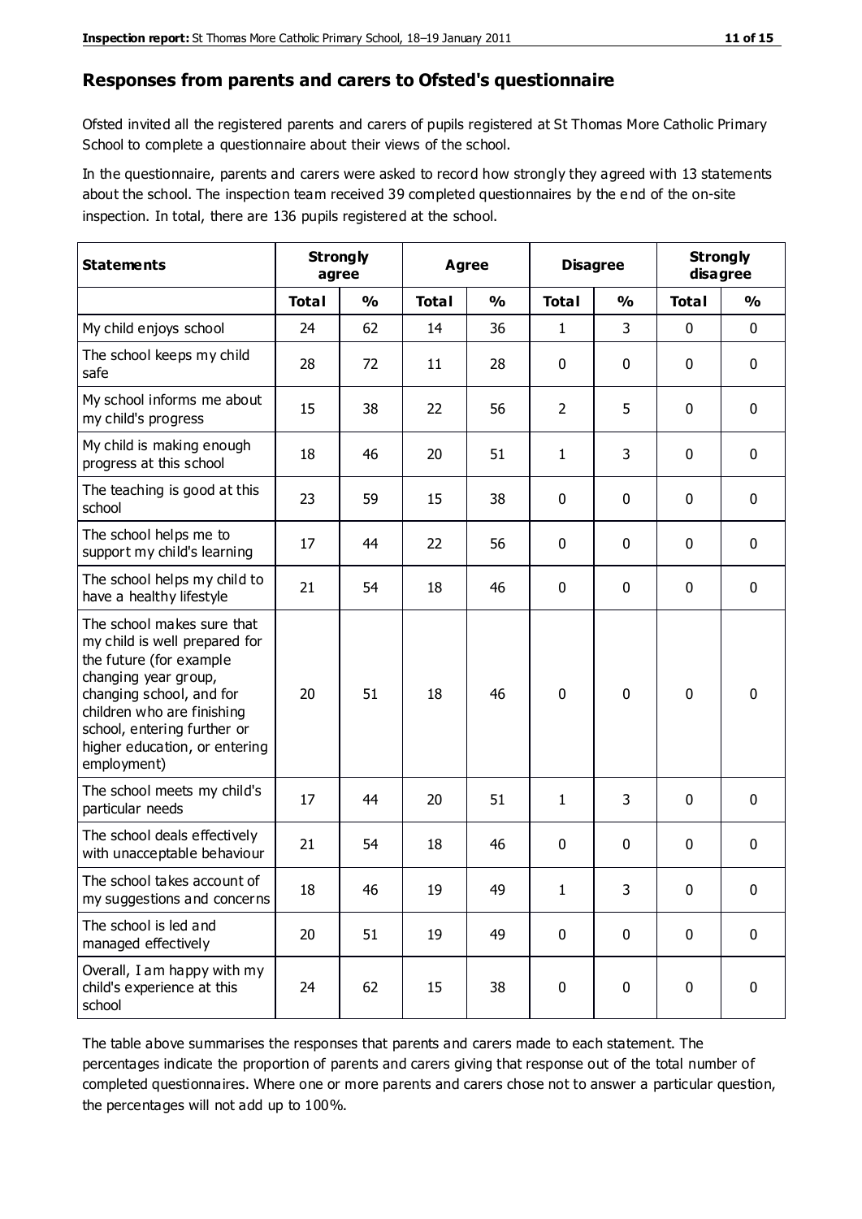## Responses from parents and carers to Ofsted's questionnaire

Ofsted invited all the registered parents and carers of pupils registered at St Thomas More Catholic Primary School to complete a questionnaire about their views of the school.

In the questionnaire, parents and carers were asked to record how strongly they agreed with 13 statements about the school. The inspection team received 39 completed questionnaires by the end of the on-site inspection. In total, there are 136 pupils registered at the school.

| Statements | Strongly agree | | Agree | | Disagree | | Strongly disagree | |
|---|---|---|---|---|---|---|---|---|
| | Total | % | Total | % | Total | % | Total | % |
| My child enjoys school | 24 | 62 | 14 | 36 | 1 | 3 | 0 | 0 |
| The school keeps my child safe | 28 | 72 | 11 | 28 | 0 | 0 | 0 | 0 |
| My school informs me about my child's progress | 15 | 38 | 22 | 56 | 2 | 5 | 0 | 0 |
| My child is making enough progress at this school | 18 | 46 | 20 | 51 | 1 | 3 | 0 | 0 |
| The teaching is good at this school | 23 | 59 | 15 | 38 | 0 | 0 | 0 | 0 |
| The school helps me to support my child's learning | 17 | 44 | 22 | 56 | 0 | 0 | 0 | 0 |
| The school helps my child to have a healthy lifestyle | 21 | 54 | 18 | 46 | 0 | 0 | 0 | 0 |
| The school makes sure that my child is well prepared for the future (for example changing year group, changing school, and for children who are finishing school, entering further or higher education, or entering employment) | 20 | 51 | 18 | 46 | 0 | 0 | 0 | 0 |
| The school meets my child's particular needs | 17 | 44 | 20 | 51 | 1 | 3 | 0 | 0 |
| The school deals effectively with unacceptable behaviour | 21 | 54 | 18 | 46 | 0 | 0 | 0 | 0 |
| The school takes account of my suggestions and concerns | 18 | 46 | 19 | 49 | 1 | 3 | 0 | 0 |
| The school is led and managed effectively | 20 | 51 | 19 | 49 | 0 | 0 | 0 | 0 |
| Overall, I am happy with my child's experience at this school | 24 | 62 | 15 | 38 | 0 | 0 | 0 | 0 |

The table above summarises the responses that parents and carers made to each statement. The percentages indicate the proportion of parents and carers giving that response out of the total number of completed questionnaires. Where one or more parents and carers chose not to answer a particular question, the percentages will not add up to 100%.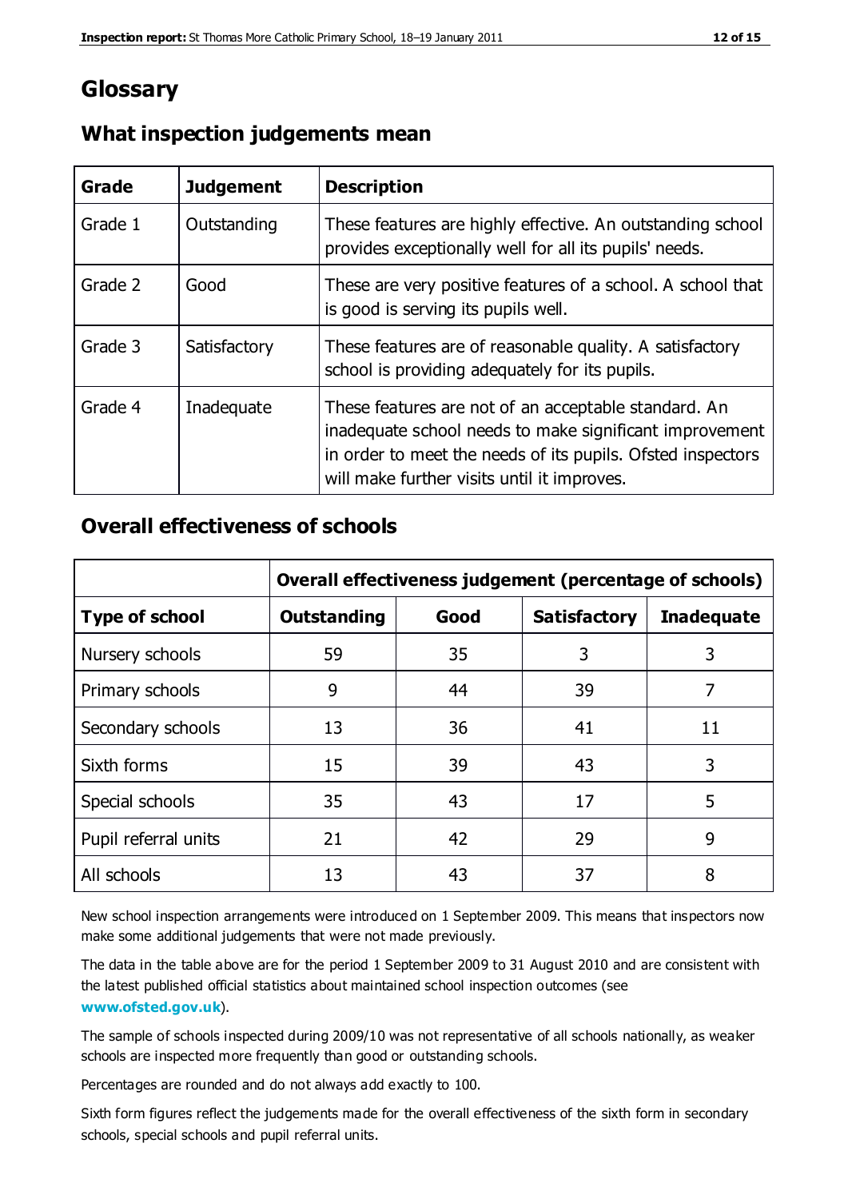# Glossary

## What inspection judgements mean

| Grade | Judgement | Description |
|---|---|---|
| Grade 1 | Outstanding | These features are highly effective. An outstanding school provides exceptionally well for all its pupils' needs. |
| Grade 2 | Good | These are very positive features of a school. A school that is good is serving its pupils well. |
| Grade 3 | Satisfactory | These features are of reasonable quality. A satisfactory school is providing adequately for its pupils. |
| Grade 4 | Inadequate | These features are not of an acceptable standard. An inadequate school needs to make significant improvement in order to meet the needs of its pupils. Ofsted inspectors will make further visits until it improves. |

## Overall effectiveness of schools

| | Overall effectiveness judgement (percentage of schools) | | | |
|---|---|---|---|---|
| **Type of school** | **Outstanding** | **Good** | **Satisfactory** | **Inadequate** |
| Nursery schools | 59 | 35 | 3 | 3 |
| Primary schools | 9 | 44 | 39 | 7 |
| Secondary schools | 13 | 36 | 41 | 11 |
| Sixth forms | 15 | 39 | 43 | 3 |
| Special schools | 35 | 43 | 17 | 5 |
| Pupil referral units | 21 | 42 | 29 | 9 |
| All schools | 13 | 43 | 37 | 8 |

New school inspection arrangements were introduced on 1 September 2009. This means that inspectors now make some additional judgements that were not made previously.

The data in the table above are for the period 1 September 2009 to 31 August 2010 and are consistent with the latest published official statistics about maintained school inspection outcomes (see **www.ofsted.gov.uk**).

The sample of schools inspected during 2009/10 was not representative of all schools nationally, as weaker schools are inspected more frequently than good or outstanding schools.

Percentages are rounded and do not always add exactly to 100.

Sixth form figures reflect the judgements made for the overall effectiveness of the sixth form in secondary schools, special schools and pupil referral units.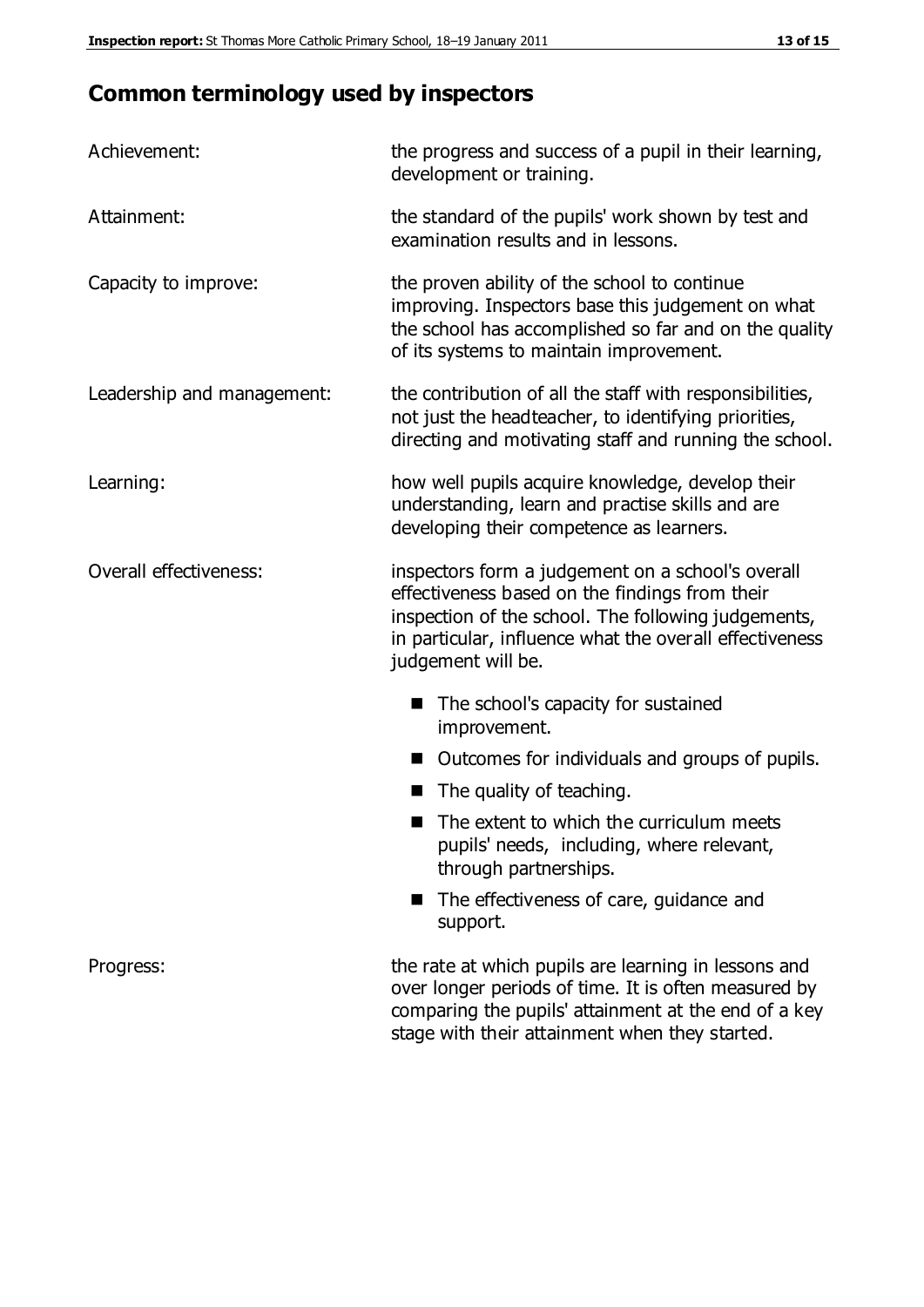## Common terminology used by inspectors

| | |
|---|---|
| Achievement: | the progress and success of a pupil in their learning, development or training. |
| Attainment: | the standard of the pupils' work shown by test and examination results and in lessons. |
| Capacity to improve: | the proven ability of the school to continue improving. Inspectors base this judgement on what the school has accomplished so far and on the quality of its systems to maintain improvement. |
| Leadership and management: | the contribution of all the staff with responsibilities, not just the headteacher, to identifying priorities, directing and motivating staff and running the school. |
| Learning: | how well pupils acquire knowledge, develop their understanding, learn and practise skills and are developing their competence as learners. |
| Overall effectiveness: | inspectors form a judgement on a school's overall effectiveness based on the findings from their inspection of the school. The following judgements, in particular, influence what the overall effectiveness judgement will be.<br>■ The school's capacity for sustained improvement.<br>■ Outcomes for individuals and groups of pupils.<br>■ The quality of teaching.<br>■ The extent to which the curriculum meets pupils' needs, including, where relevant, through partnerships.<br>■ The effectiveness of care, guidance and support. |
| Progress: | the rate at which pupils are learning in lessons and over longer periods of time. It is often measured by comparing the pupils' attainment at the end of a key stage with their attainment when they started. |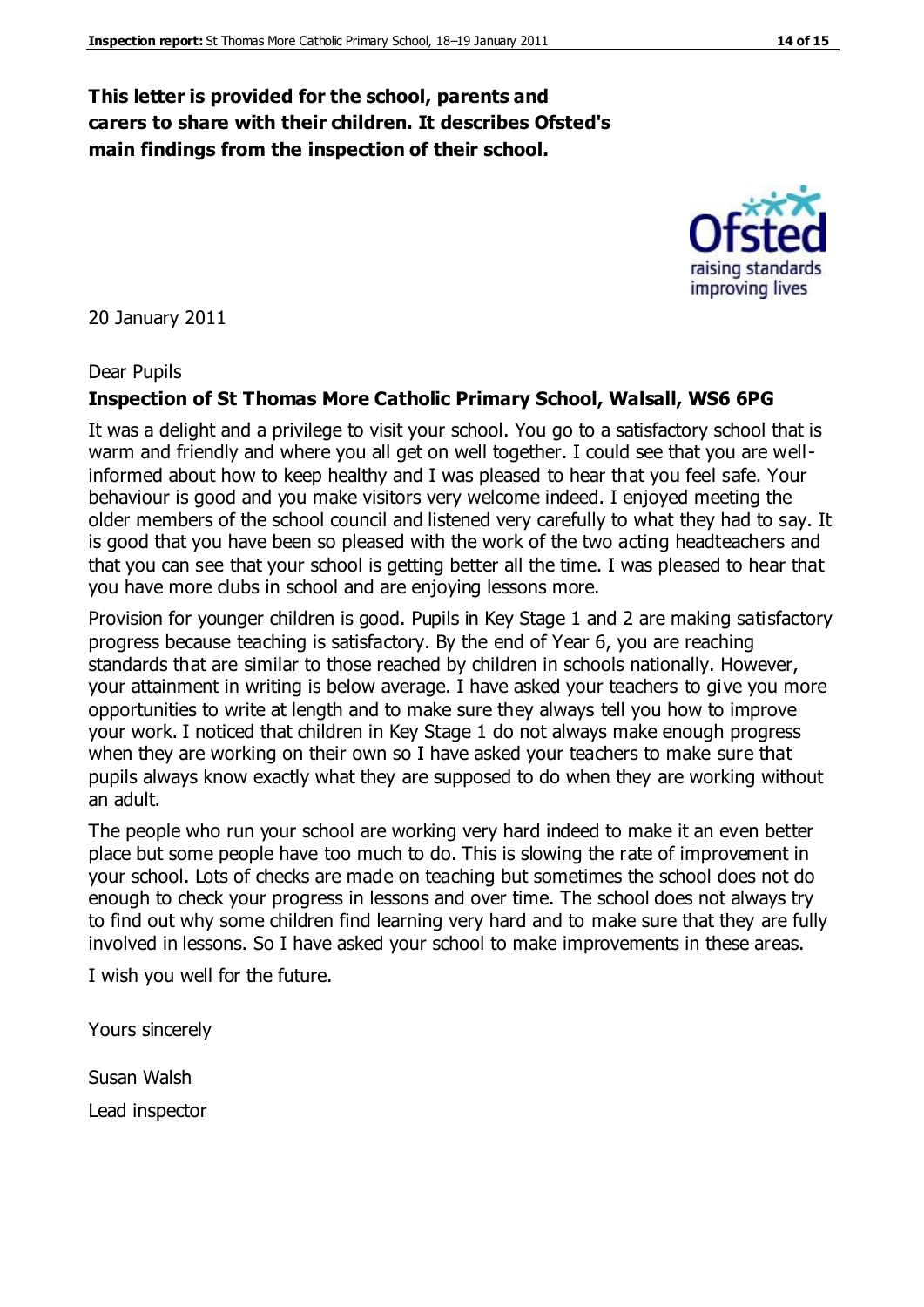**This letter is provided for the school, parents and carers to share with their children. It describes Ofsted's main findings from the inspection of their school.**

20 January 2011

Dear Pupils

**Inspection of St Thomas More Catholic Primary School, Walsall, WS6 6PG**

It was a delight and a privilege to visit your school. You go to a satisfactory school that is warm and friendly and where you all get on well together. I could see that you are well-informed about how to keep healthy and I was pleased to hear that you feel safe. Your behaviour is good and you make visitors very welcome indeed. I enjoyed meeting the older members of the school council and listened very carefully to what they had to say. It is good that you have been so pleased with the work of the two acting headteachers and that you can see that your school is getting better all the time. I was pleased to hear that you have more clubs in school and are enjoying lessons more.

Provision for younger children is good. Pupils in Key Stage 1 and 2 are making satisfactory progress because teaching is satisfactory. By the end of Year 6, you are reaching standards that are similar to those reached by children in schools nationally. However, your attainment in writing is below average. I have asked your teachers to give you more opportunities to write at length and to make sure they always tell you how to improve your work. I noticed that children in Key Stage 1 do not always make enough progress when they are working on their own so I have asked your teachers to make sure that pupils always know exactly what they are supposed to do when they are working without an adult.

The people who run your school are working very hard indeed to make it an even better place but some people have too much to do. This is slowing the rate of improvement in your school. Lots of checks are made on teaching but sometimes the school does not do enough to check your progress in lessons and over time. The school does not always try to find out why some children find learning very hard and to make sure that they are fully involved in lessons. So I have asked your school to make improvements in these areas.

I wish you well for the future.

Yours sincerely

Susan Walsh

Lead inspector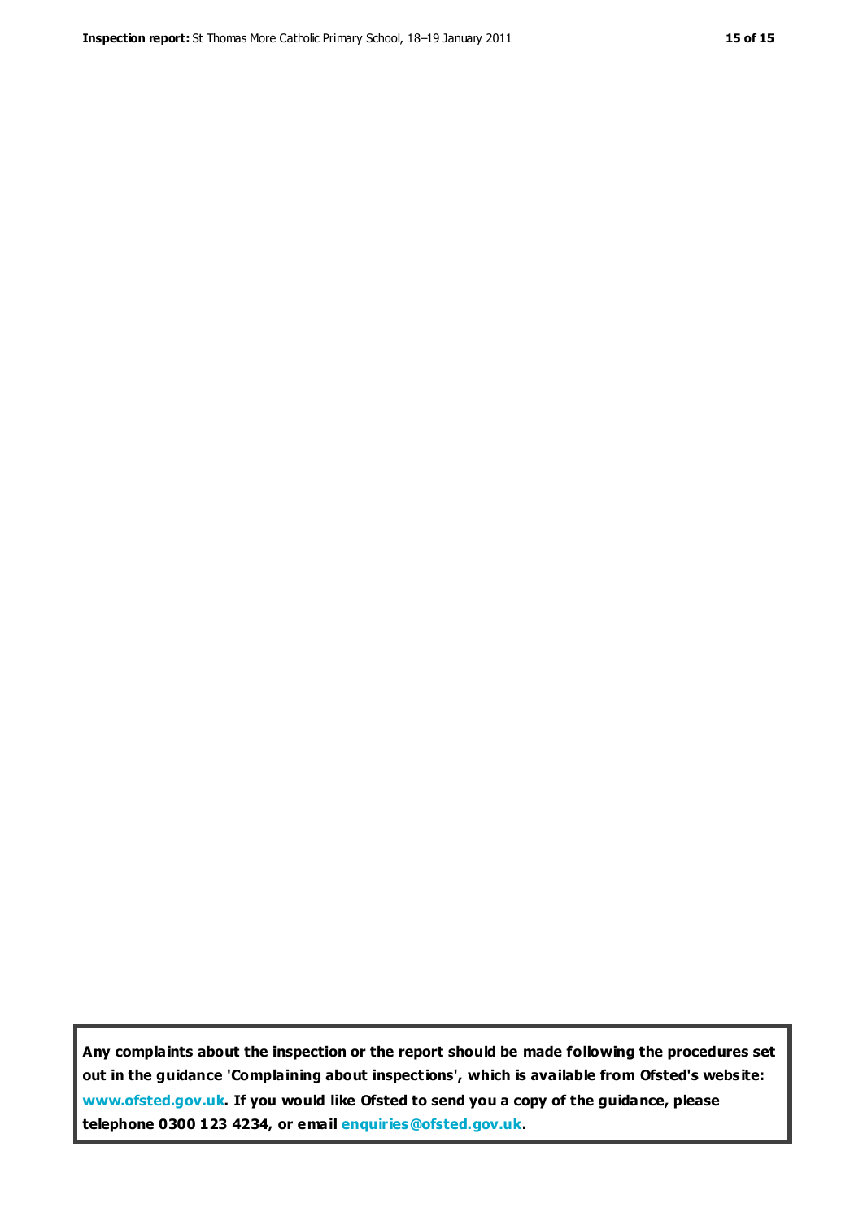**Any complaints about the inspection or the report should be made following the procedures set out in the guidance 'Complaining about inspections', which is available from Ofsted's website: www.ofsted.gov.uk. If you would like Ofsted to send you a copy of the guidance, please telephone 0300 123 4234, or email enquiries@ofsted.gov.uk.**